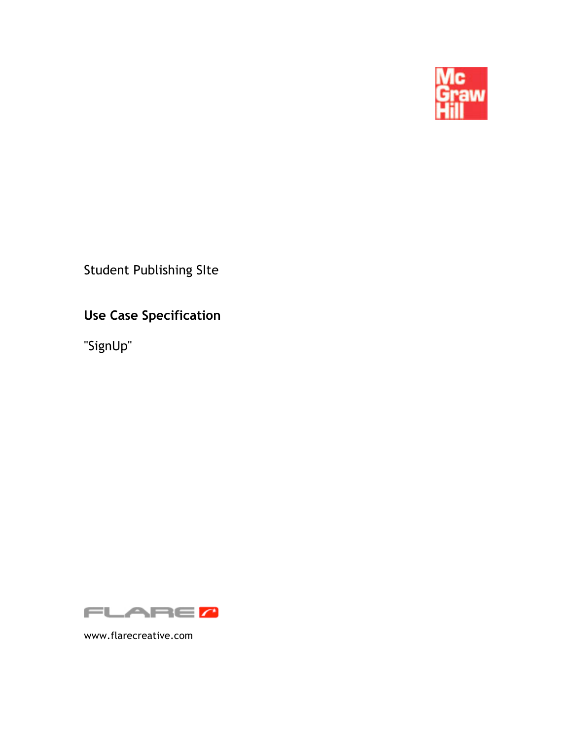Student Publishing SIte

# Use Case Specification

"SignUp"

www.flarecreative.com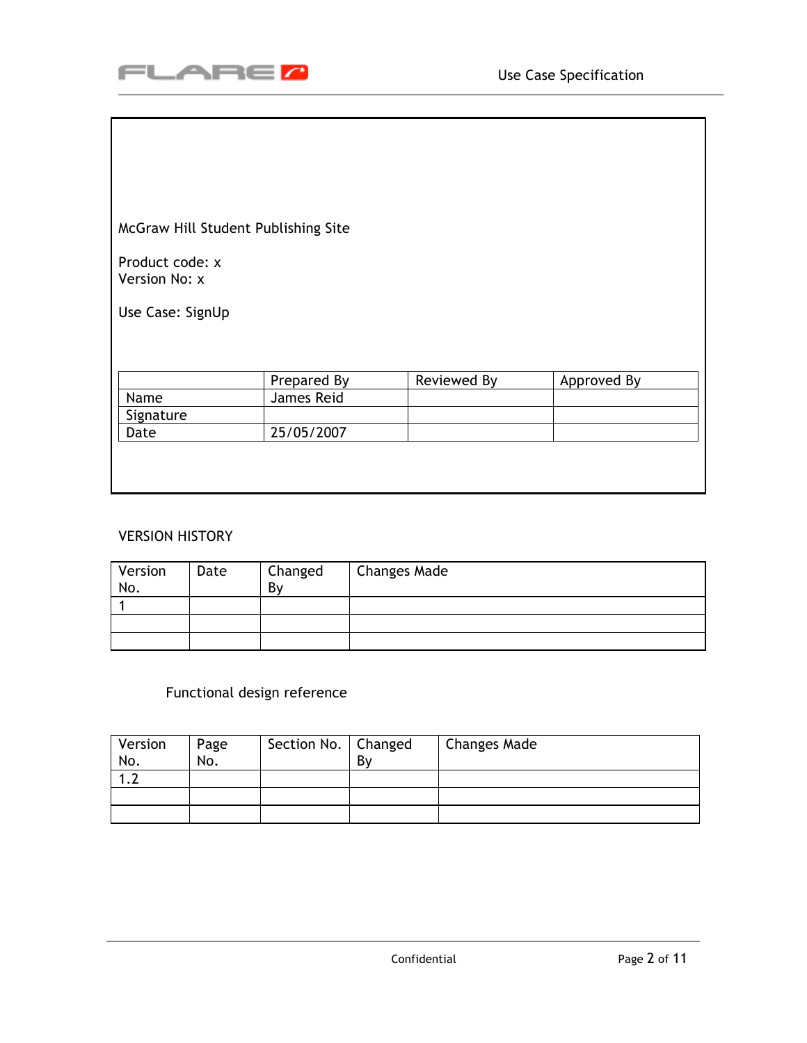McGraw Hill Student Publishing Site

Product code: x
Version No: x

Use Case: SignUp

| | Prepared By | Reviewed By | Approved By |
|---|---|---|---|
| Name | James Reid | | |
| Signature | | | |
| Date | 25/05/2007 | | |

VERSION HISTORY

| Version No. | Date | Changed By | Changes Made |
|---|---|---|---|
| 1 | | | |
| | | | |
| | | | |

Functional design reference

| Version No. | Page No. | Section No. | Changed By | Changes Made |
|---|---|---|---|---|
| 1.2 | | | | |
| | | | | |
| | | | | |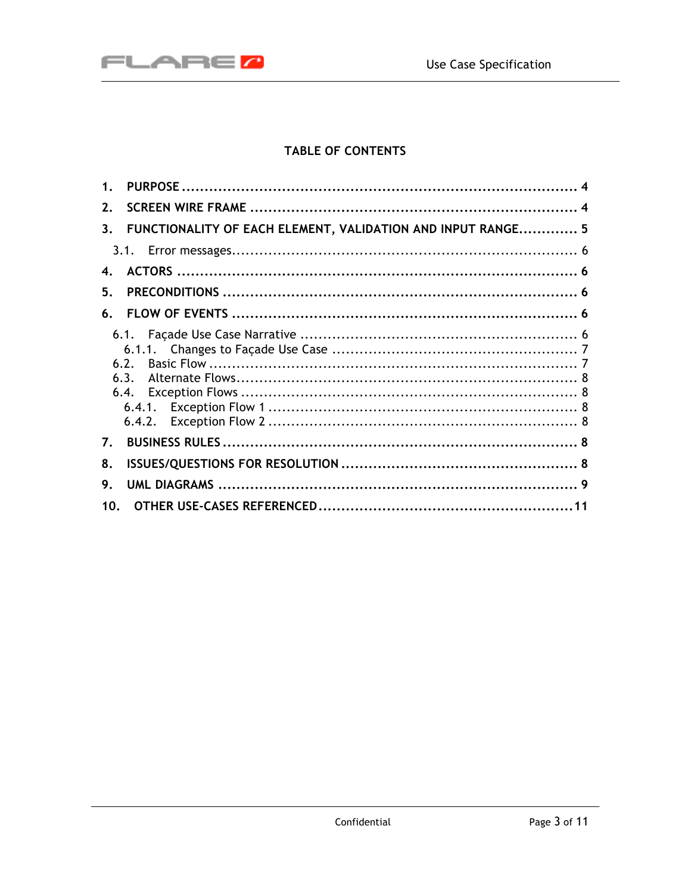## TABLE OF CONTENTS

1. PURPOSE ..................................................................................... 4
2. SCREEN WIRE FRAME ...................................................................... 4
3. FUNCTIONALITY OF EACH ELEMENT, VALIDATION AND INPUT RANGE............. 5
   - 3.1. Error messages.......................................................................... 6
4. ACTORS ........................................................................................ 6
5. PRECONDITIONS ............................................................................. 6
6. FLOW OF EVENTS ........................................................................... 6
   - 6.1. Façade Use Case Narrative ........................................................... 6
     - 6.1.1. Changes to Façade Use Case ..................................................... 7
   - 6.2. Basic Flow ................................................................................ 7
   - 6.3. Alternate Flows.......................................................................... 8
   - 6.4. Exception Flows ........................................................................ 8
     - 6.4.1. Exception Flow 1 ................................................................... 8
     - 6.4.2. Exception Flow 2 ................................................................... 8
7. BUSINESS RULES ............................................................................ 8
8. ISSUES/QUESTIONS FOR RESOLUTION .................................................. 8
9. UML DIAGRAMS .............................................................................. 9
10. OTHER USE-CASES REFERENCED........................................................11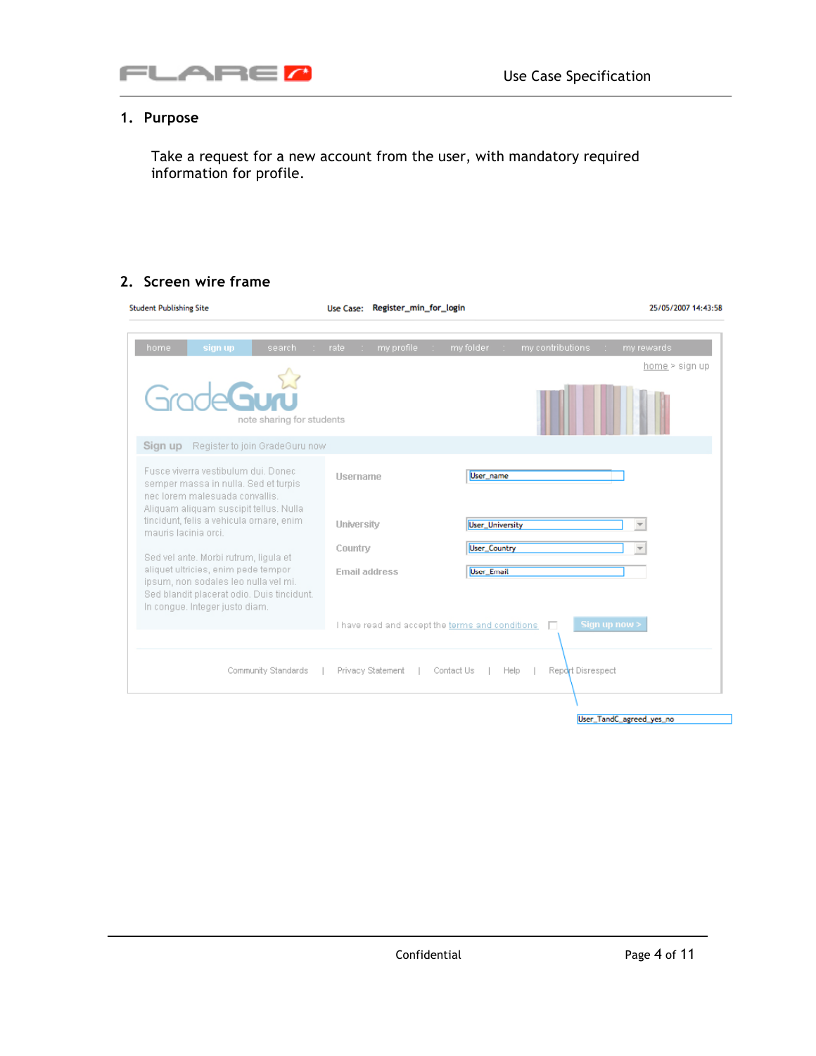## 1. Purpose

Take a request for a new account from the user, with mandatory required information for profile.

## 2. Screen wire frame

Student Publishing Site &nbsp;&nbsp;&nbsp; Use Case: **Register_min_for_login** &nbsp;&nbsp;&nbsp; 25/05/2007 14:43:58

home | sign up | search | rate | my profile | my folder | my contributions | my rewards

home > sign up

GradeGuru
note sharing for students

**Sign up** Register to join GradeGuru now

Fusce viverra vestibulum dui. Donec semper massa in nulla. Sed et turpis nec lorem malesuada convallis. Aliquam aliquam suscipit tellus. Nulla tincidunt, felis a vehicula ornare, enim mauris lacinia orci.

Sed vel ante. Morbi rutrum, ligula et aliquet ultricies, enim pede tempor ipsum, non sodales leo nulla vel mi. Sed blandit placerat odio. Duis tincidunt. In congue. Integer justo diam.

| | |
|---|---|
| Username | User_name |
| University | User_University |
| Country | User_Country |
| Email address | User_Email |

I have read and accept the terms and conditions ☐ &nbsp; Sign up now >

User_TandC_agreed_yes_no

Community Standards | Privacy Statement | Contact Us | Help | Report Disrespect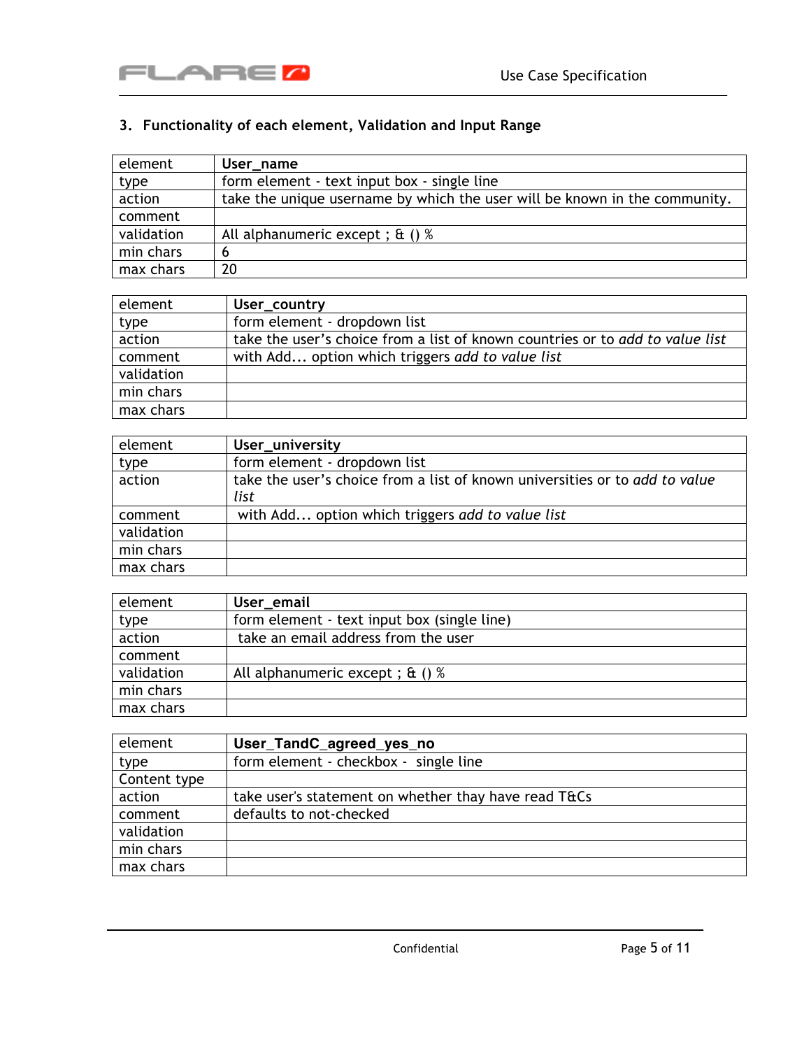## 3. Functionality of each element, Validation and Input Range

| element | **User_name** |
|---|---|
| type | form element - text input box - single line |
| action | take the unique username by which the user will be known in the community. |
| comment | |
| validation | All alphanumeric except ; & () % |
| min chars | 6 |
| max chars | 20 |

| element | **User_country** |
|---|---|
| type | form element - dropdown list |
| action | take the user's choice from a list of known countries or to *add to value list* |
| comment | with Add... option which triggers *add to value list* |
| validation | |
| min chars | |
| max chars | |

| element | **User_university** |
|---|---|
| type | form element - dropdown list |
| action | take the user's choice from a list of known universities or to *add to value list* |
| comment | with Add... option which triggers *add to value list* |
| validation | |
| min chars | |
| max chars | |

| element | **User_email** |
|---|---|
| type | form element - text input box (single line) |
| action | take an email address from the user |
| comment | |
| validation | All alphanumeric except ; & () % |
| min chars | |
| max chars | |

| element | **User_TandC_agreed_yes_no** |
|---|---|
| type | form element - checkbox - single line |
| Content type | |
| action | take user's statement on whether thay have read T&Cs |
| comment | defaults to not-checked |
| validation | |
| min chars | |
| max chars | |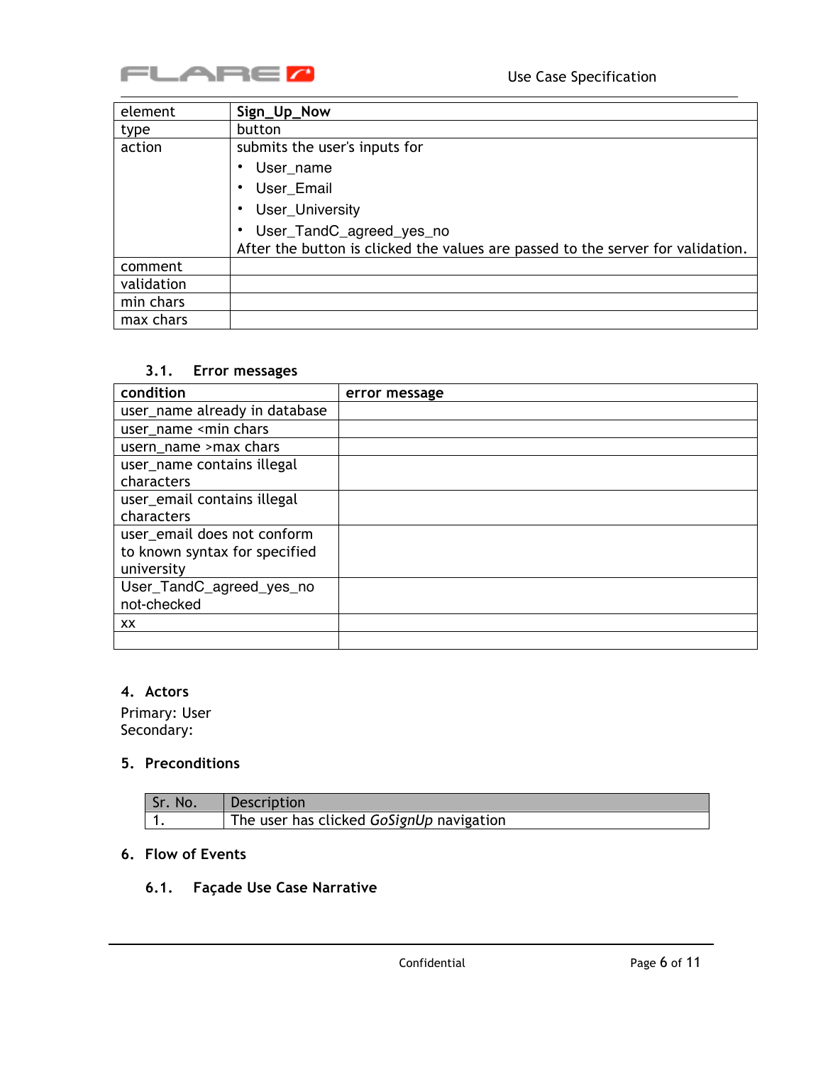| element | **Sign_Up_Now** |
|---|---|
| type | button |
| action | submits the user's inputs for<br>• User_name<br>• User_Email<br>• User_University<br>• User_TandC_agreed_yes_no<br>After the button is clicked the values are passed to the server for validation. |
| comment | |
| validation | |
| min chars | |
| max chars | |

### 3.1. Error messages

| condition | error message |
|---|---|
| user_name already in database | |
| user_name <min chars | |
| usern_name >max chars | |
| user_name contains illegal characters | |
| user_email contains illegal characters | |
| user_email does not conform to known syntax for specified university | |
| User_TandC_agreed_yes_no not-checked | |
| xx | |
| | |

## 4. Actors

Primary: User
Secondary:

## 5. Preconditions

| Sr. No. | Description |
|---|---|
| 1. | The user has clicked *GoSignUp* navigation |

## 6. Flow of Events

### 6.1. Façade Use Case Narrative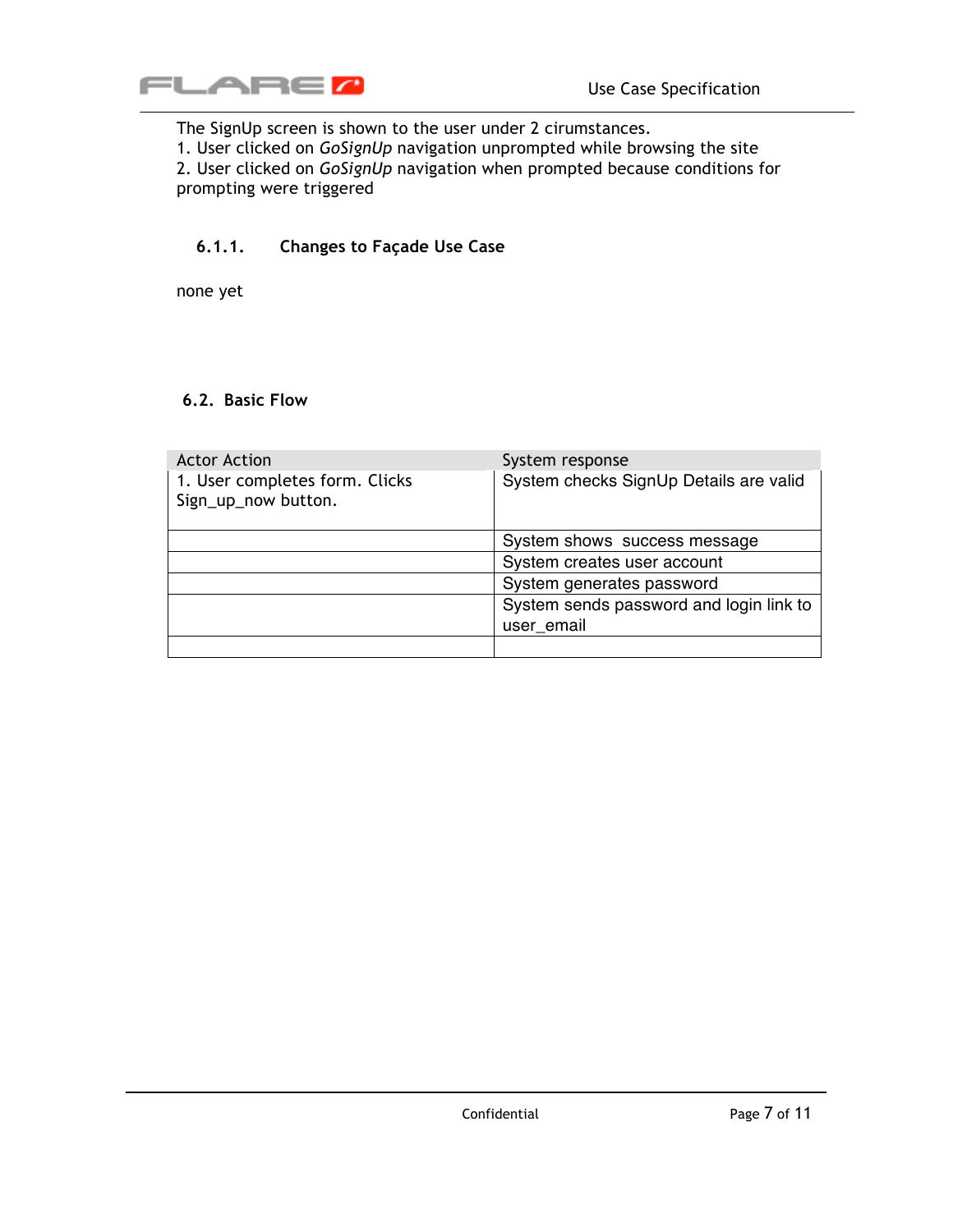The SignUp screen is shown to the user under 2 cirumstances.
1. User clicked on *GoSignUp* navigation unprompted while browsing the site
2. User clicked on *GoSignUp* navigation when prompted because conditions for prompting were triggered

#### 6.1.1. Changes to Façade Use Case

none yet

### 6.2. Basic Flow

| Actor Action | System response |
| --- | --- |
| 1. User completes form. Clicks Sign_up_now button. | System checks SignUp Details are valid |
| | System shows success message |
| | System creates user account |
| | System generates password |
| | System sends password and login link to user_email |
| | |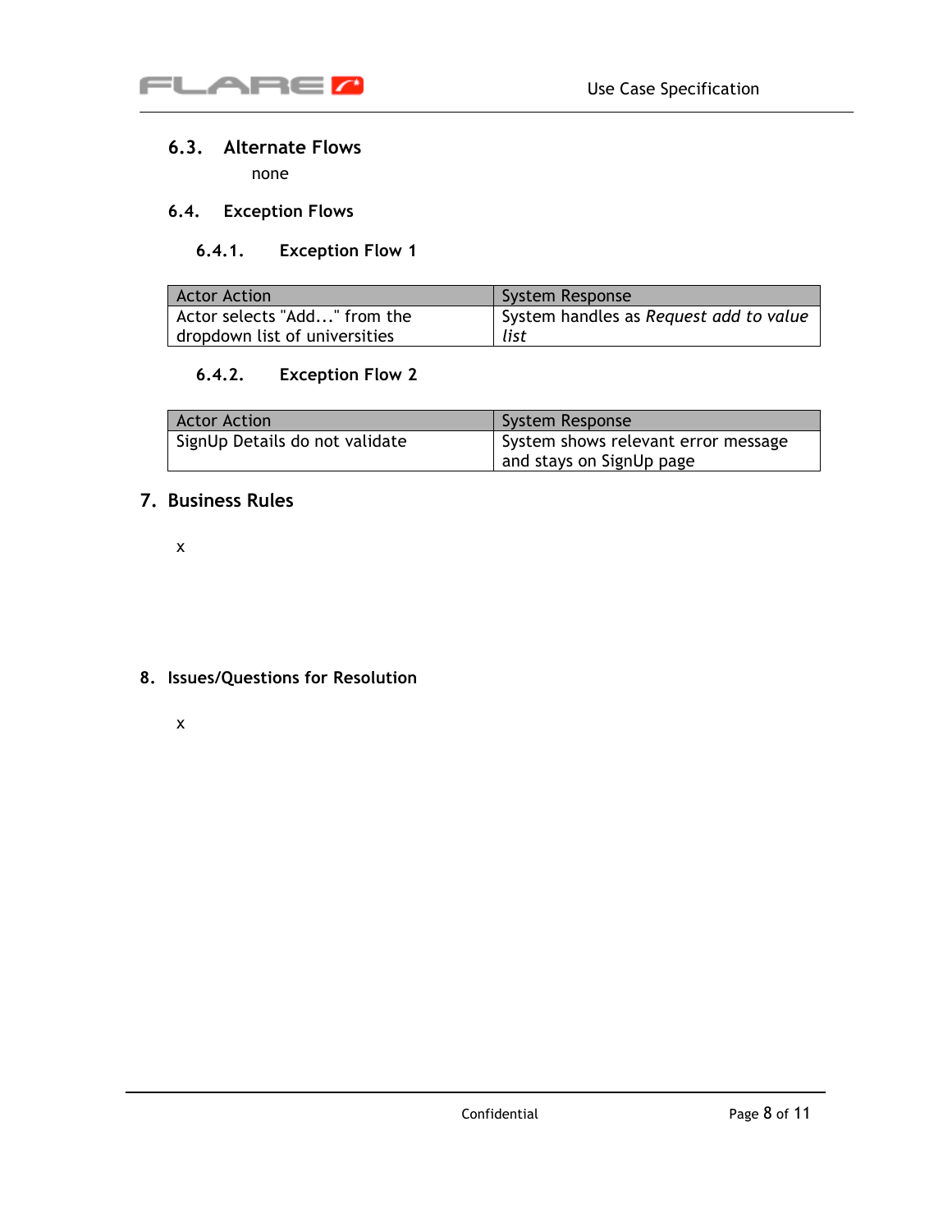### 6.3. Alternate Flows

none

### 6.4. Exception Flows

#### 6.4.1. Exception Flow 1

| Actor Action | System Response |
| --- | --- |
| Actor selects "Add..." from the dropdown list of universities | System handles as *Request add to value list* |

#### 6.4.2. Exception Flow 2

| Actor Action | System Response |
| --- | --- |
| SignUp Details do not validate | System shows relevant error message and stays on SignUp page |

## 7. Business Rules

x

## 8. Issues/Questions for Resolution

x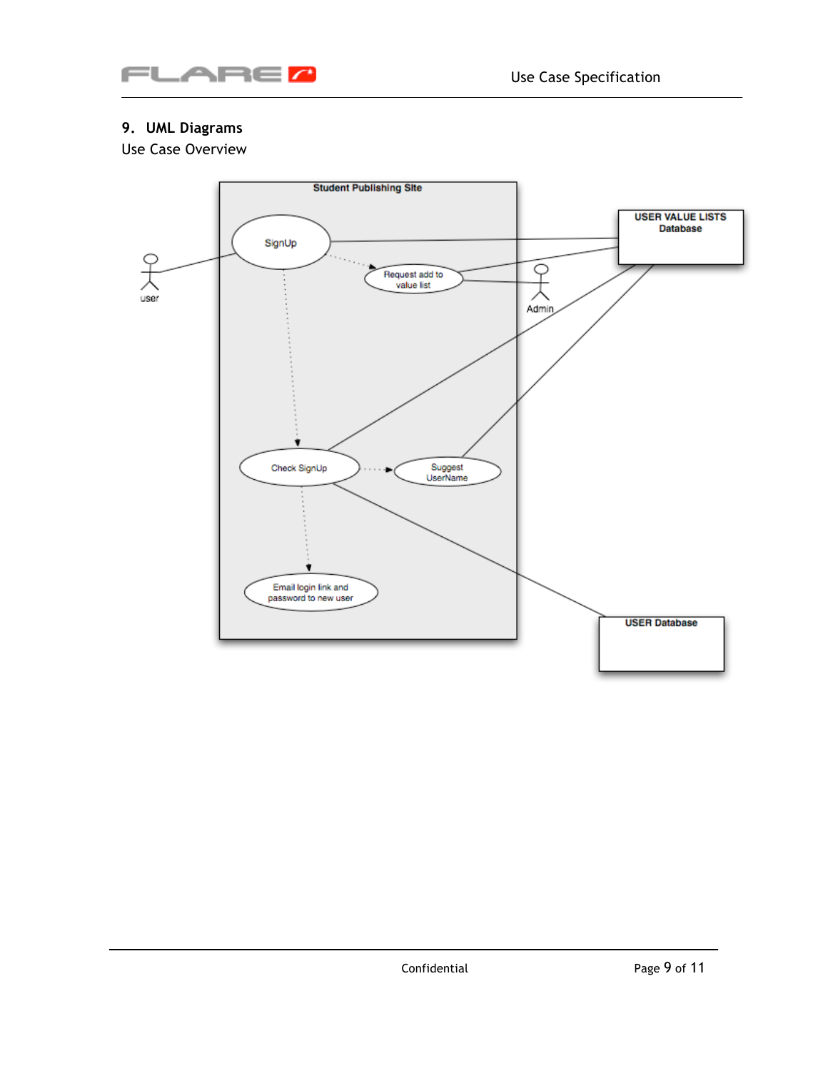## 9. UML Diagrams

Use Case Overview

Student Publishing Site

SignUp

Request add to value list

Check SignUp

Suggest UserName

Email login link and password to new user

user

Admin

USER VALUE LISTS Database

USER Database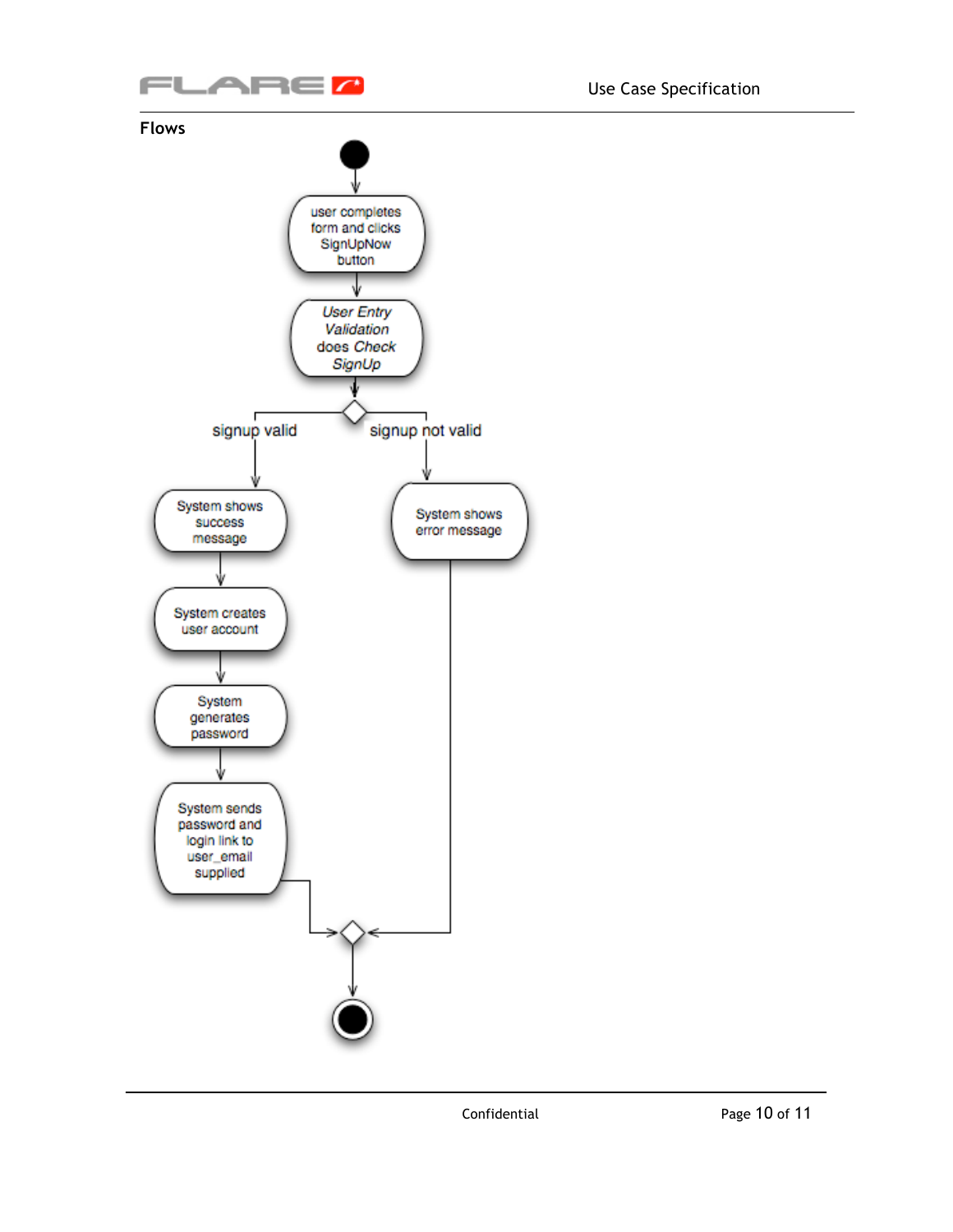## Flows

user completes form and clicks SignUpNow button

*User Entry Validation* does *Check SignUp*

signup valid

System shows success message

System creates user account

System generates password

System sends password and login link to user_email supplied

signup not valid

System shows error message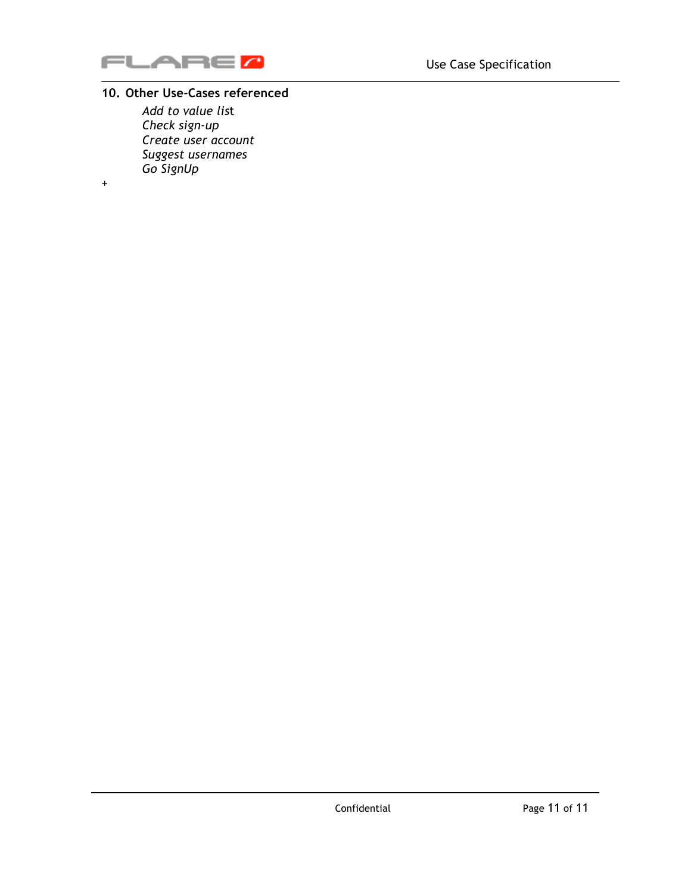## 10. Other Use-Cases referenced

*Add to value list*
*Check sign-up*
*Create user account*
*Suggest usernames*
*Go SignUp*

+